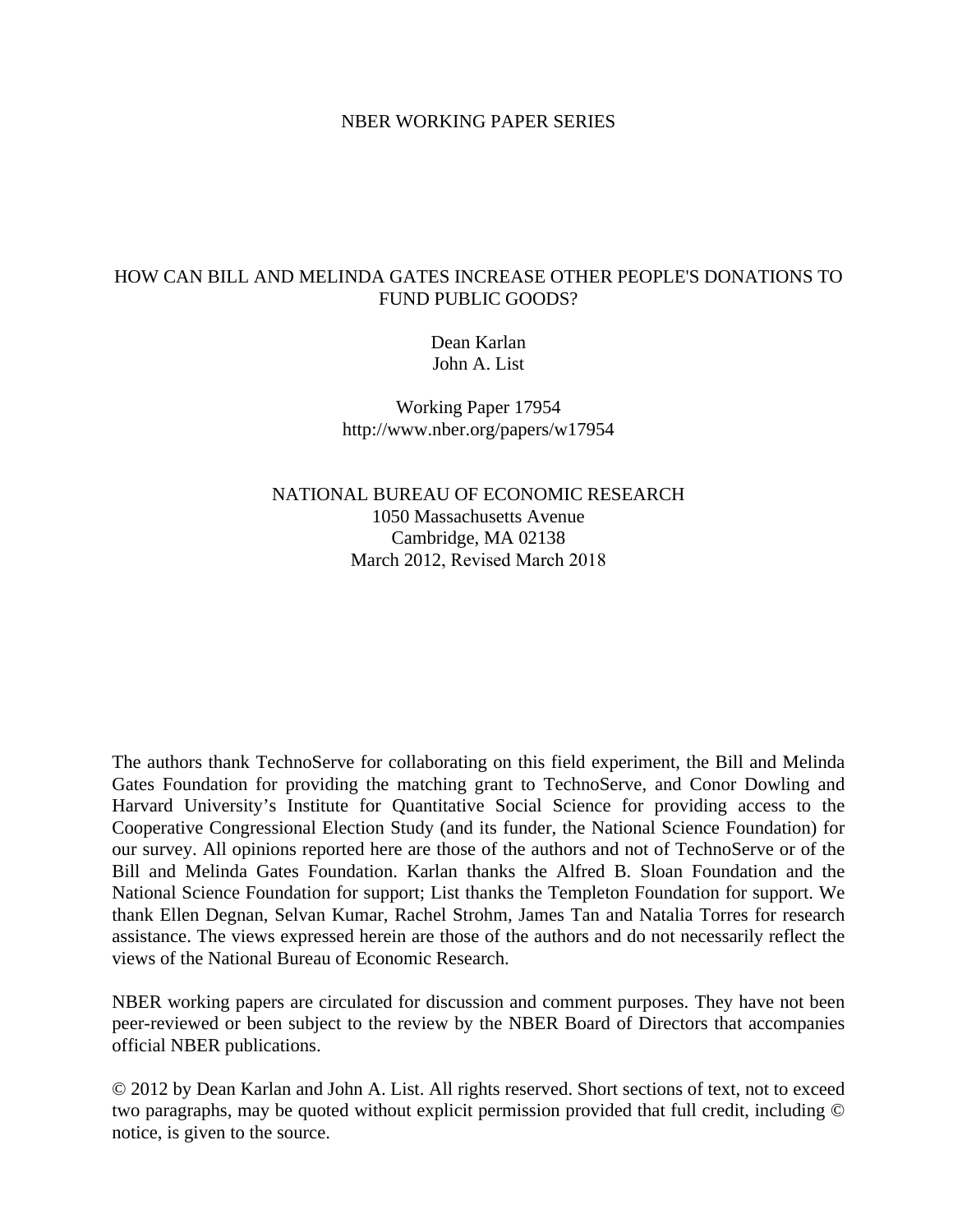NBER WORKING PAPER SERIES

# HOW CAN BILL AND MELINDA GATES INCREASE OTHER PEOPLE'S DONATIONS TO FUND PUBLIC GOODS?

Dean Karlan  
John A. List

Working Paper 17954  
http://www.nber.org/papers/w17954

NATIONAL BUREAU OF ECONOMIC RESEARCH  
1050 Massachusetts Avenue  
Cambridge, MA 02138  
March 2012, Revised March 2018

The authors thank TechnoServe for collaborating on this field experiment, the Bill and Melinda Gates Foundation for providing the matching grant to TechnoServe, and Conor Dowling and Harvard University's Institute for Quantitative Social Science for providing access to the Cooperative Congressional Election Study (and its funder, the National Science Foundation) for our survey. All opinions reported here are those of the authors and not of TechnoServe or of the Bill and Melinda Gates Foundation. Karlan thanks the Alfred B. Sloan Foundation and the National Science Foundation for support; List thanks the Templeton Foundation for support. We thank Ellen Degnan, Selvan Kumar, Rachel Strohm, James Tan and Natalia Torres for research assistance. The views expressed herein are those of the authors and do not necessarily reflect the views of the National Bureau of Economic Research.

NBER working papers are circulated for discussion and comment purposes. They have not been peer-reviewed or been subject to the review by the NBER Board of Directors that accompanies official NBER publications.

© 2012 by Dean Karlan and John A. List. All rights reserved. Short sections of text, not to exceed two paragraphs, may be quoted without explicit permission provided that full credit, including © notice, is given to the source.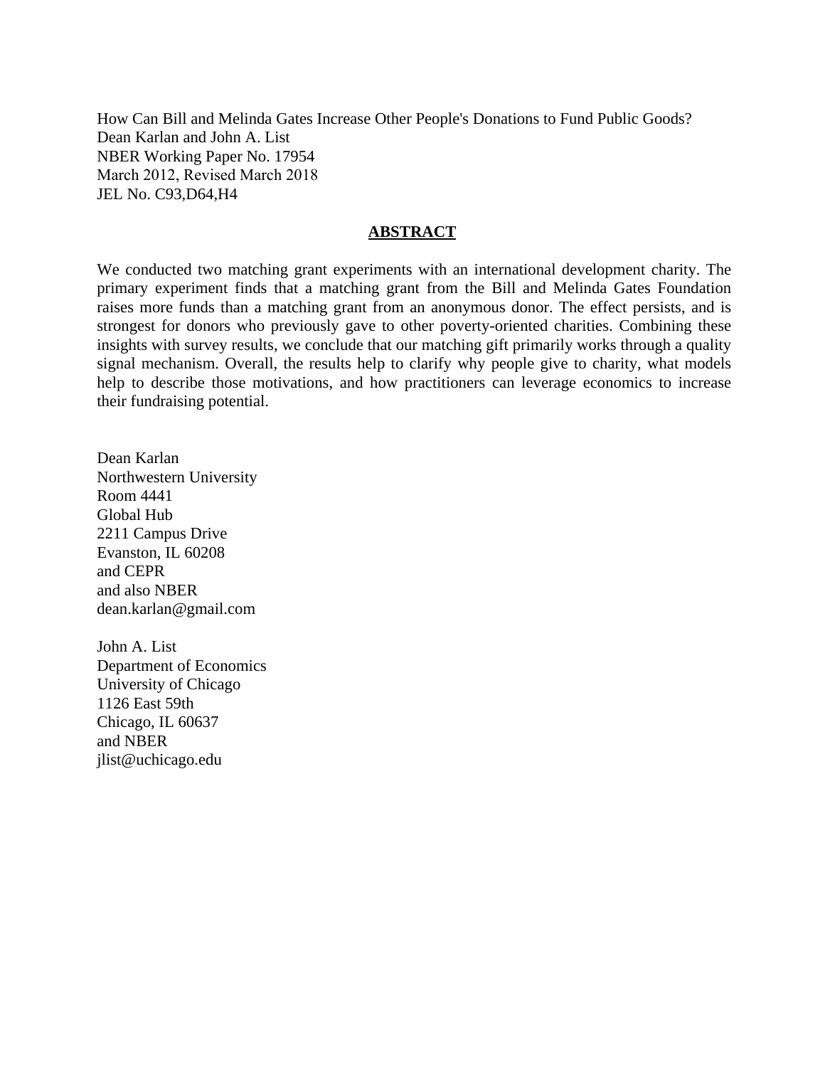How Can Bill and Melinda Gates Increase Other People's Donations to Fund Public Goods?
Dean Karlan and John A. List
NBER Working Paper No. 17954
March 2012, Revised March 2018
JEL No. C93,D64,H4

## ABSTRACT

We conducted two matching grant experiments with an international development charity. The primary experiment finds that a matching grant from the Bill and Melinda Gates Foundation raises more funds than a matching grant from an anonymous donor. The effect persists, and is strongest for donors who previously gave to other poverty-oriented charities. Combining these insights with survey results, we conclude that our matching gift primarily works through a quality signal mechanism. Overall, the results help to clarify why people give to charity, what models help to describe those motivations, and how practitioners can leverage economics to increase their fundraising potential.

Dean Karlan
Northwestern University
Room 4441
Global Hub
2211 Campus Drive
Evanston, IL 60208
and CEPR
and also NBER
dean.karlan@gmail.com

John A. List
Department of Economics
University of Chicago
1126 East 59th
Chicago, IL 60637
and NBER
jlist@uchicago.edu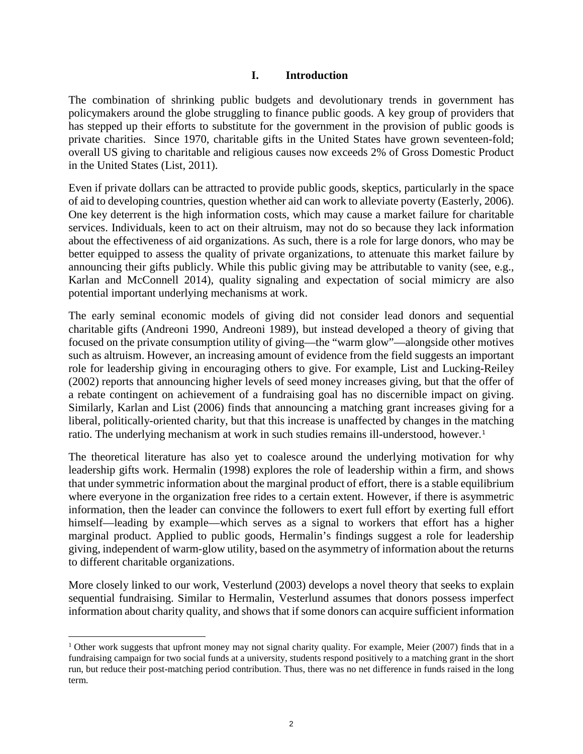## I. Introduction

The combination of shrinking public budgets and devolutionary trends in government has policymakers around the globe struggling to finance public goods. A key group of providers that has stepped up their efforts to substitute for the government in the provision of public goods is private charities. Since 1970, charitable gifts in the United States have grown seventeen-fold; overall US giving to charitable and religious causes now exceeds 2% of Gross Domestic Product in the United States (List, 2011).

Even if private dollars can be attracted to provide public goods, skeptics, particularly in the space of aid to developing countries, question whether aid can work to alleviate poverty (Easterly, 2006). One key deterrent is the high information costs, which may cause a market failure for charitable services. Individuals, keen to act on their altruism, may not do so because they lack information about the effectiveness of aid organizations. As such, there is a role for large donors, who may be better equipped to assess the quality of private organizations, to attenuate this market failure by announcing their gifts publicly. While this public giving may be attributable to vanity (see, e.g., Karlan and McConnell 2014), quality signaling and expectation of social mimicry are also potential important underlying mechanisms at work.

The early seminal economic models of giving did not consider lead donors and sequential charitable gifts (Andreoni 1990, Andreoni 1989), but instead developed a theory of giving that focused on the private consumption utility of giving—the "warm glow"—alongside other motives such as altruism. However, an increasing amount of evidence from the field suggests an important role for leadership giving in encouraging others to give. For example, List and Lucking-Reiley (2002) reports that announcing higher levels of seed money increases giving, but that the offer of a rebate contingent on achievement of a fundraising goal has no discernible impact on giving. Similarly, Karlan and List (2006) finds that announcing a matching grant increases giving for a liberal, politically-oriented charity, but that this increase is unaffected by changes in the matching ratio. The underlying mechanism at work in such studies remains ill-understood, however.[1]

The theoretical literature has also yet to coalesce around the underlying motivation for why leadership gifts work. Hermalin (1998) explores the role of leadership within a firm, and shows that under symmetric information about the marginal product of effort, there is a stable equilibrium where everyone in the organization free rides to a certain extent. However, if there is asymmetric information, then the leader can convince the followers to exert full effort by exerting full effort himself—leading by example—which serves as a signal to workers that effort has a higher marginal product. Applied to public goods, Hermalin's findings suggest a role for leadership giving, independent of warm-glow utility, based on the asymmetry of information about the returns to different charitable organizations.

More closely linked to our work, Vesterlund (2003) develops a novel theory that seeks to explain sequential fundraising. Similar to Hermalin, Vesterlund assumes that donors possess imperfect information about charity quality, and shows that if some donors can acquire sufficient information

[1] Other work suggests that upfront money may not signal charity quality. For example, Meier (2007) finds that in a fundraising campaign for two social funds at a university, students respond positively to a matching grant in the short run, but reduce their post-matching period contribution. Thus, there was no net difference in funds raised in the long term.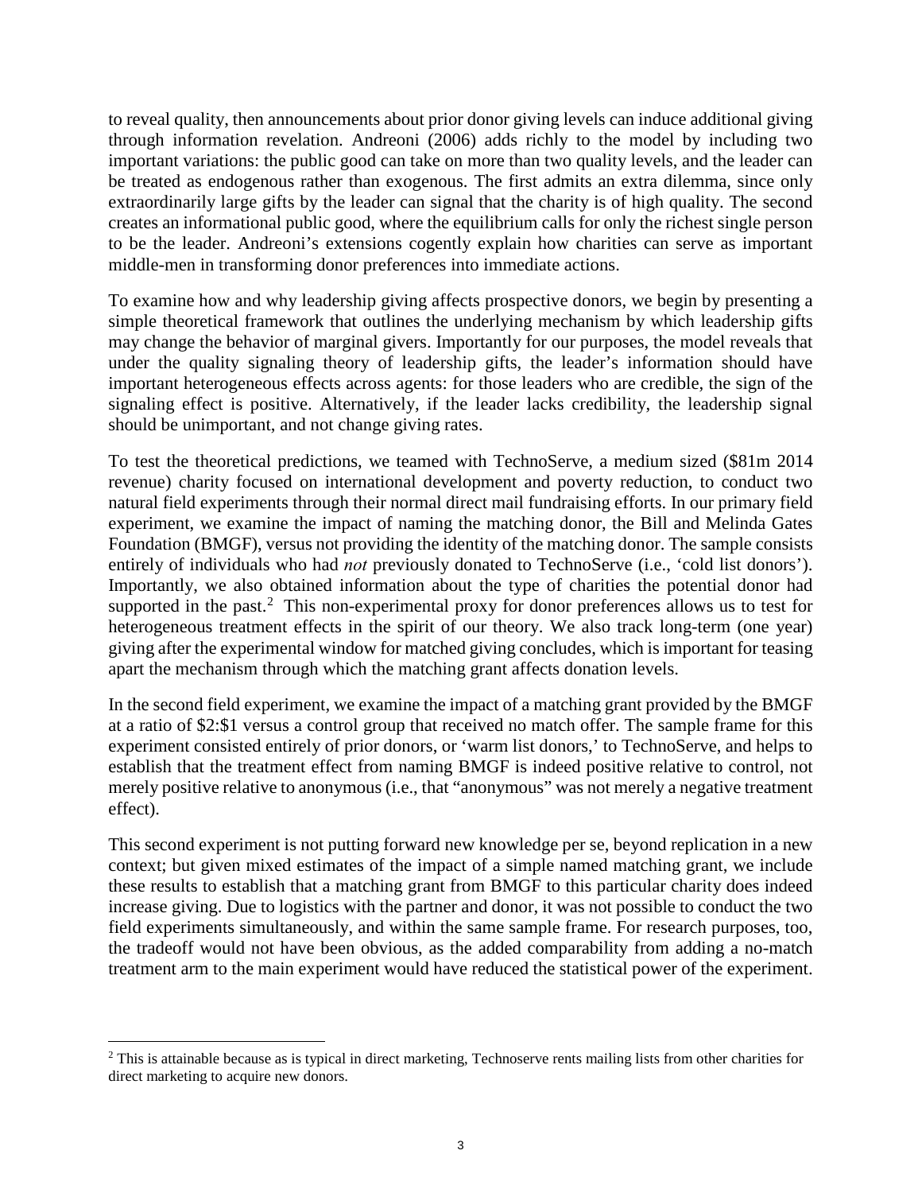to reveal quality, then announcements about prior donor giving levels can induce additional giving through information revelation. Andreoni (2006) adds richly to the model by including two important variations: the public good can take on more than two quality levels, and the leader can be treated as endogenous rather than exogenous. The first admits an extra dilemma, since only extraordinarily large gifts by the leader can signal that the charity is of high quality. The second creates an informational public good, where the equilibrium calls for only the richest single person to be the leader. Andreoni's extensions cogently explain how charities can serve as important middle-men in transforming donor preferences into immediate actions.

To examine how and why leadership giving affects prospective donors, we begin by presenting a simple theoretical framework that outlines the underlying mechanism by which leadership gifts may change the behavior of marginal givers. Importantly for our purposes, the model reveals that under the quality signaling theory of leadership gifts, the leader's information should have important heterogeneous effects across agents: for those leaders who are credible, the sign of the signaling effect is positive. Alternatively, if the leader lacks credibility, the leadership signal should be unimportant, and not change giving rates.

To test the theoretical predictions, we teamed with TechnoServe, a medium sized ($81m 2014 revenue) charity focused on international development and poverty reduction, to conduct two natural field experiments through their normal direct mail fundraising efforts. In our primary field experiment, we examine the impact of naming the matching donor, the Bill and Melinda Gates Foundation (BMGF), versus not providing the identity of the matching donor. The sample consists entirely of individuals who had *not* previously donated to TechnoServe (i.e., 'cold list donors'). Importantly, we also obtained information about the type of charities the potential donor had supported in the past.[2] This non-experimental proxy for donor preferences allows us to test for heterogeneous treatment effects in the spirit of our theory. We also track long-term (one year) giving after the experimental window for matched giving concludes, which is important for teasing apart the mechanism through which the matching grant affects donation levels.

In the second field experiment, we examine the impact of a matching grant provided by the BMGF at a ratio of $2:$1 versus a control group that received no match offer. The sample frame for this experiment consisted entirely of prior donors, or 'warm list donors,' to TechnoServe, and helps to establish that the treatment effect from naming BMGF is indeed positive relative to control, not merely positive relative to anonymous (i.e., that "anonymous" was not merely a negative treatment effect).

This second experiment is not putting forward new knowledge per se, beyond replication in a new context; but given mixed estimates of the impact of a simple named matching grant, we include these results to establish that a matching grant from BMGF to this particular charity does indeed increase giving. Due to logistics with the partner and donor, it was not possible to conduct the two field experiments simultaneously, and within the same sample frame. For research purposes, too, the tradeoff would not have been obvious, as the added comparability from adding a no-match treatment arm to the main experiment would have reduced the statistical power of the experiment.

[2] This is attainable because as is typical in direct marketing, Technoserve rents mailing lists from other charities for direct marketing to acquire new donors.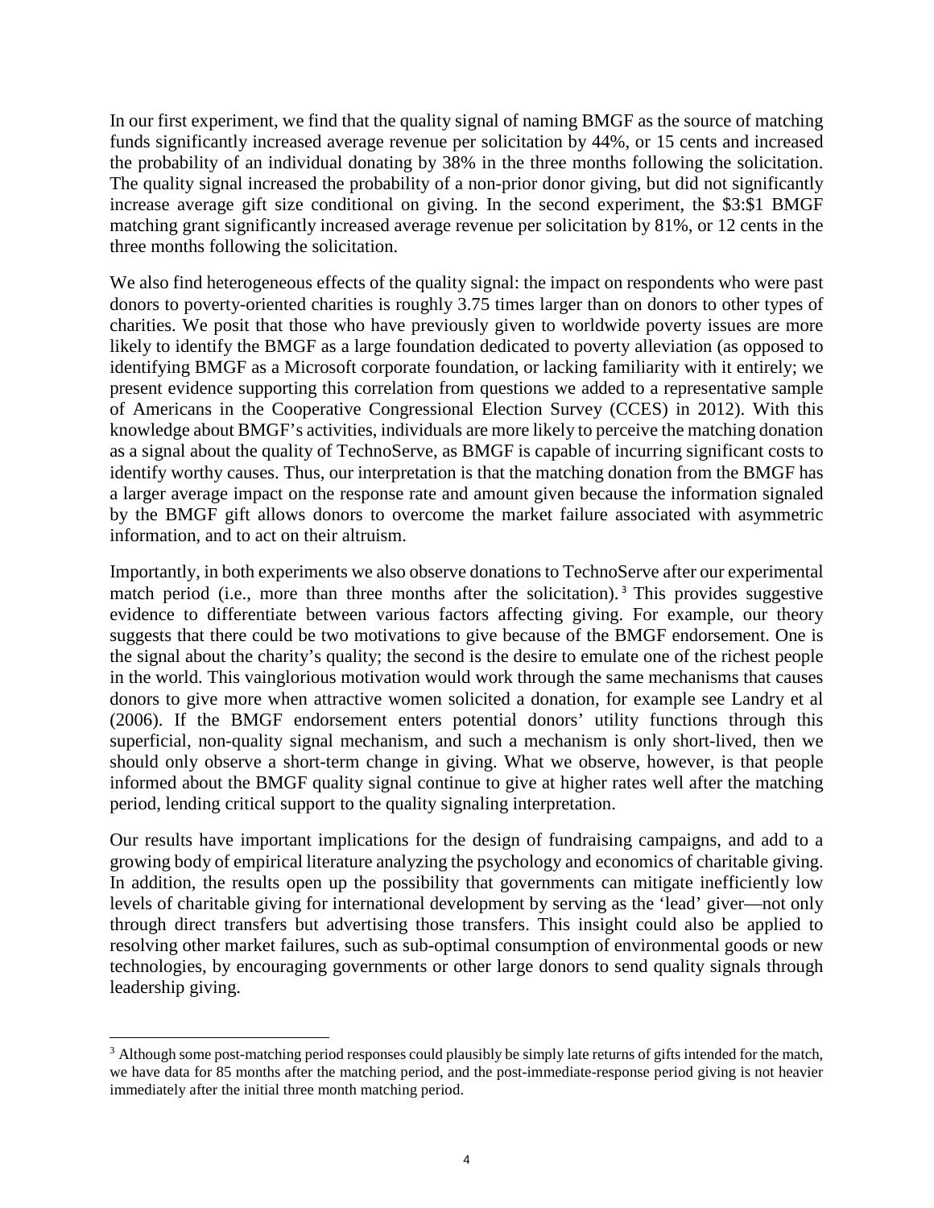In our first experiment, we find that the quality signal of naming BMGF as the source of matching funds significantly increased average revenue per solicitation by 44%, or 15 cents and increased the probability of an individual donating by 38% in the three months following the solicitation. The quality signal increased the probability of a non-prior donor giving, but did not significantly increase average gift size conditional on giving. In the second experiment, the \$3:\$1 BMGF matching grant significantly increased average revenue per solicitation by 81%, or 12 cents in the three months following the solicitation.

We also find heterogeneous effects of the quality signal: the impact on respondents who were past donors to poverty-oriented charities is roughly 3.75 times larger than on donors to other types of charities. We posit that those who have previously given to worldwide poverty issues are more likely to identify the BMGF as a large foundation dedicated to poverty alleviation (as opposed to identifying BMGF as a Microsoft corporate foundation, or lacking familiarity with it entirely; we present evidence supporting this correlation from questions we added to a representative sample of Americans in the Cooperative Congressional Election Survey (CCES) in 2012). With this knowledge about BMGF's activities, individuals are more likely to perceive the matching donation as a signal about the quality of TechnoServe, as BMGF is capable of incurring significant costs to identify worthy causes. Thus, our interpretation is that the matching donation from the BMGF has a larger average impact on the response rate and amount given because the information signaled by the BMGF gift allows donors to overcome the market failure associated with asymmetric information, and to act on their altruism.

Importantly, in both experiments we also observe donations to TechnoServe after our experimental match period (i.e., more than three months after the solicitation).[3] This provides suggestive evidence to differentiate between various factors affecting giving. For example, our theory suggests that there could be two motivations to give because of the BMGF endorsement. One is the signal about the charity's quality; the second is the desire to emulate one of the richest people in the world. This vainglorious motivation would work through the same mechanisms that causes donors to give more when attractive women solicited a donation, for example see Landry et al (2006). If the BMGF endorsement enters potential donors' utility functions through this superficial, non-quality signal mechanism, and such a mechanism is only short-lived, then we should only observe a short-term change in giving. What we observe, however, is that people informed about the BMGF quality signal continue to give at higher rates well after the matching period, lending critical support to the quality signaling interpretation.

Our results have important implications for the design of fundraising campaigns, and add to a growing body of empirical literature analyzing the psychology and economics of charitable giving. In addition, the results open up the possibility that governments can mitigate inefficiently low levels of charitable giving for international development by serving as the 'lead' giver—not only through direct transfers but advertising those transfers. This insight could also be applied to resolving other market failures, such as sub-optimal consumption of environmental goods or new technologies, by encouraging governments or other large donors to send quality signals through leadership giving.

[3] Although some post-matching period responses could plausibly be simply late returns of gifts intended for the match, we have data for 85 months after the matching period, and the post-immediate-response period giving is not heavier immediately after the initial three month matching period.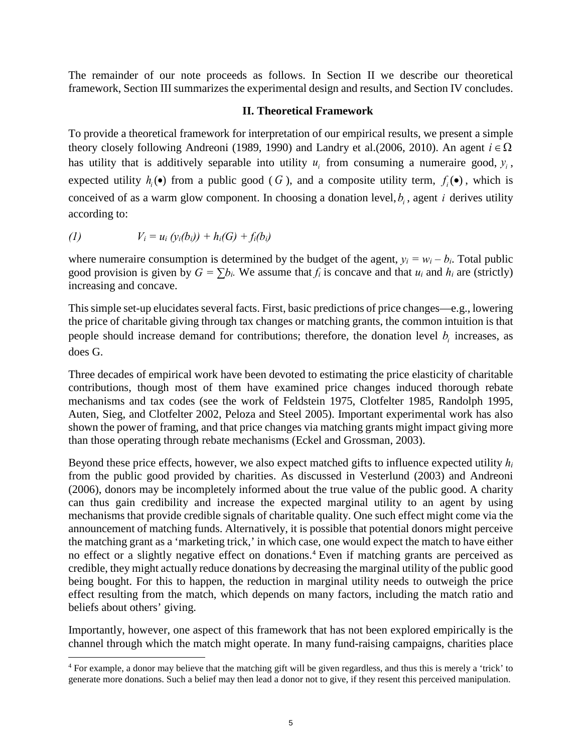The remainder of our note proceeds as follows. In Section II we describe our theoretical framework, Section III summarizes the experimental design and results, and Section IV concludes.

## II. Theoretical Framework

To provide a theoretical framework for interpretation of our empirical results, we present a simple theory closely following Andreoni (1989, 1990) and Landry et al.(2006, 2010). An agent $i \in \Omega$ has utility that is additively separable into utility $u_i$ from consuming a numeraire good, $y_i$, expected utility $h_i(\bullet)$ from a public good ($G$), and a composite utility term, $f_i(\bullet)$, which is conceived of as a warm glow component. In choosing a donation level, $b_i$, agent $i$ derives utility according to:

$$(1) \qquad V_i = u_i(y_i(b_i)) + h_i(G) + f_i(b_i)$$

where numeraire consumption is determined by the budget of the agent, $y_i = w_i - b_i$. Total public good provision is given by $G = \sum b_i$. We assume that $f_i$ is concave and that $u_i$ and $h_i$ are (strictly) increasing and concave.

This simple set-up elucidates several facts. First, basic predictions of price changes—e.g., lowering the price of charitable giving through tax changes or matching grants, the common intuition is that people should increase demand for contributions; therefore, the donation level $b_i$ increases, as does G.

Three decades of empirical work have been devoted to estimating the price elasticity of charitable contributions, though most of them have examined price changes induced thorough rebate mechanisms and tax codes (see the work of Feldstein 1975, Clotfelter 1985, Randolph 1995, Auten, Sieg, and Clotfelter 2002, Peloza and Steel 2005). Important experimental work has also shown the power of framing, and that price changes via matching grants might impact giving more than those operating through rebate mechanisms (Eckel and Grossman, 2003).

Beyond these price effects, however, we also expect matched gifts to influence expected utility $h_i$ from the public good provided by charities. As discussed in Vesterlund (2003) and Andreoni (2006), donors may be incompletely informed about the true value of the public good. A charity can thus gain credibility and increase the expected marginal utility to an agent by using mechanisms that provide credible signals of charitable quality. One such effect might come via the announcement of matching funds. Alternatively, it is possible that potential donors might perceive the matching grant as a 'marketing trick,' in which case, one would expect the match to have either no effect or a slightly negative effect on donations.[4] Even if matching grants are perceived as credible, they might actually reduce donations by decreasing the marginal utility of the public good being bought. For this to happen, the reduction in marginal utility needs to outweigh the price effect resulting from the match, which depends on many factors, including the match ratio and beliefs about others' giving.

Importantly, however, one aspect of this framework that has not been explored empirically is the channel through which the match might operate. In many fund-raising campaigns, charities place

[4] For example, a donor may believe that the matching gift will be given regardless, and thus this is merely a 'trick' to generate more donations. Such a belief may then lead a donor not to give, if they resent this perceived manipulation.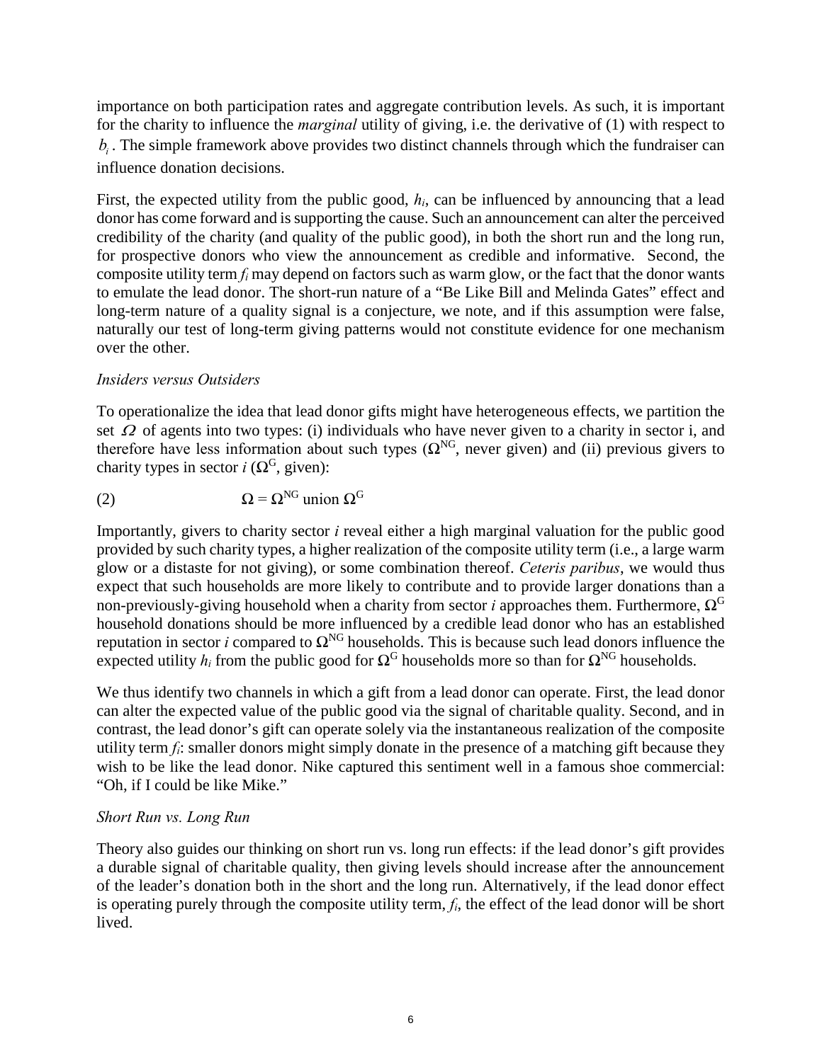importance on both participation rates and aggregate contribution levels. As such, it is important for the charity to influence the *marginal* utility of giving, i.e. the derivative of (1) with respect to $b_i$. The simple framework above provides two distinct channels through which the fundraiser can influence donation decisions.

First, the expected utility from the public good, $h_i$, can be influenced by announcing that a lead donor has come forward and is supporting the cause. Such an announcement can alter the perceived credibility of the charity (and quality of the public good), in both the short run and the long run, for prospective donors who view the announcement as credible and informative. Second, the composite utility term $f_i$ may depend on factors such as warm glow, or the fact that the donor wants to emulate the lead donor. The short-run nature of a "Be Like Bill and Melinda Gates" effect and long-term nature of a quality signal is a conjecture, we note, and if this assumption were false, naturally our test of long-term giving patterns would not constitute evidence for one mechanism over the other.

*Insiders versus Outsiders*

To operationalize the idea that lead donor gifts might have heterogeneous effects, we partition the set $\Omega$ of agents into two types: (i) individuals who have never given to a charity in sector i, and therefore have less information about such types ($\Omega^{NG}$, never given) and (ii) previous givers to charity types in sector $i$ ($\Omega^{G}$, given):

$$\Omega = \Omega^{NG} \text{ union } \Omega^{G} \tag{2}$$

Importantly, givers to charity sector $i$ reveal either a high marginal valuation for the public good provided by such charity types, a higher realization of the composite utility term (i.e., a large warm glow or a distaste for not giving), or some combination thereof. *Ceteris paribus*, we would thus expect that such households are more likely to contribute and to provide larger donations than a non-previously-giving household when a charity from sector $i$ approaches them. Furthermore, $\Omega^{G}$ household donations should be more influenced by a credible lead donor who has an established reputation in sector $i$ compared to $\Omega^{NG}$ households. This is because such lead donors influence the expected utility $h_i$ from the public good for $\Omega^{G}$ households more so than for $\Omega^{NG}$ households.

We thus identify two channels in which a gift from a lead donor can operate. First, the lead donor can alter the expected value of the public good via the signal of charitable quality. Second, and in contrast, the lead donor's gift can operate solely via the instantaneous realization of the composite utility term $f_i$: smaller donors might simply donate in the presence of a matching gift because they wish to be like the lead donor. Nike captured this sentiment well in a famous shoe commercial: "Oh, if I could be like Mike."

*Short Run vs. Long Run*

Theory also guides our thinking on short run vs. long run effects: if the lead donor's gift provides a durable signal of charitable quality, then giving levels should increase after the announcement of the leader's donation both in the short and the long run. Alternatively, if the lead donor effect is operating purely through the composite utility term, $f_i$, the effect of the lead donor will be short lived.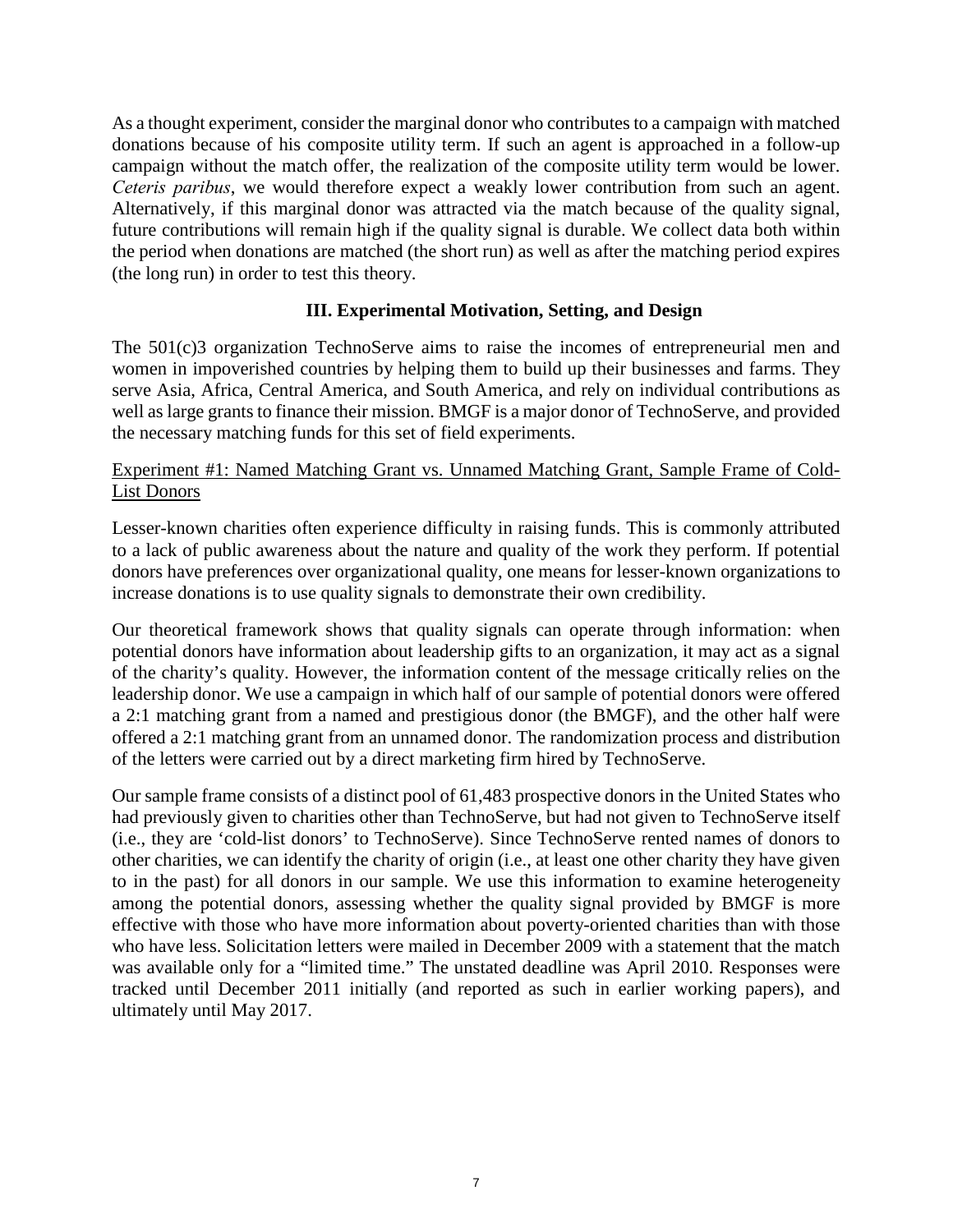As a thought experiment, consider the marginal donor who contributes to a campaign with matched donations because of his composite utility term. If such an agent is approached in a follow-up campaign without the match offer, the realization of the composite utility term would be lower. *Ceteris paribus*, we would therefore expect a weakly lower contribution from such an agent. Alternatively, if this marginal donor was attracted via the match because of the quality signal, future contributions will remain high if the quality signal is durable. We collect data both within the period when donations are matched (the short run) as well as after the matching period expires (the long run) in order to test this theory.

## III. Experimental Motivation, Setting, and Design

The 501(c)3 organization TechnoServe aims to raise the incomes of entrepreneurial men and women in impoverished countries by helping them to build up their businesses and farms. They serve Asia, Africa, Central America, and South America, and rely on individual contributions as well as large grants to finance their mission. BMGF is a major donor of TechnoServe, and provided the necessary matching funds for this set of field experiments.

### Experiment #1: Named Matching Grant vs. Unnamed Matching Grant, Sample Frame of Cold-List Donors

Lesser-known charities often experience difficulty in raising funds. This is commonly attributed to a lack of public awareness about the nature and quality of the work they perform. If potential donors have preferences over organizational quality, one means for lesser-known organizations to increase donations is to use quality signals to demonstrate their own credibility.

Our theoretical framework shows that quality signals can operate through information: when potential donors have information about leadership gifts to an organization, it may act as a signal of the charity's quality. However, the information content of the message critically relies on the leadership donor. We use a campaign in which half of our sample of potential donors were offered a 2:1 matching grant from a named and prestigious donor (the BMGF), and the other half were offered a 2:1 matching grant from an unnamed donor. The randomization process and distribution of the letters were carried out by a direct marketing firm hired by TechnoServe.

Our sample frame consists of a distinct pool of 61,483 prospective donors in the United States who had previously given to charities other than TechnoServe, but had not given to TechnoServe itself (i.e., they are 'cold-list donors' to TechnoServe). Since TechnoServe rented names of donors to other charities, we can identify the charity of origin (i.e., at least one other charity they have given to in the past) for all donors in our sample. We use this information to examine heterogeneity among the potential donors, assessing whether the quality signal provided by BMGF is more effective with those who have more information about poverty-oriented charities than with those who have less. Solicitation letters were mailed in December 2009 with a statement that the match was available only for a "limited time." The unstated deadline was April 2010. Responses were tracked until December 2011 initially (and reported as such in earlier working papers), and ultimately until May 2017.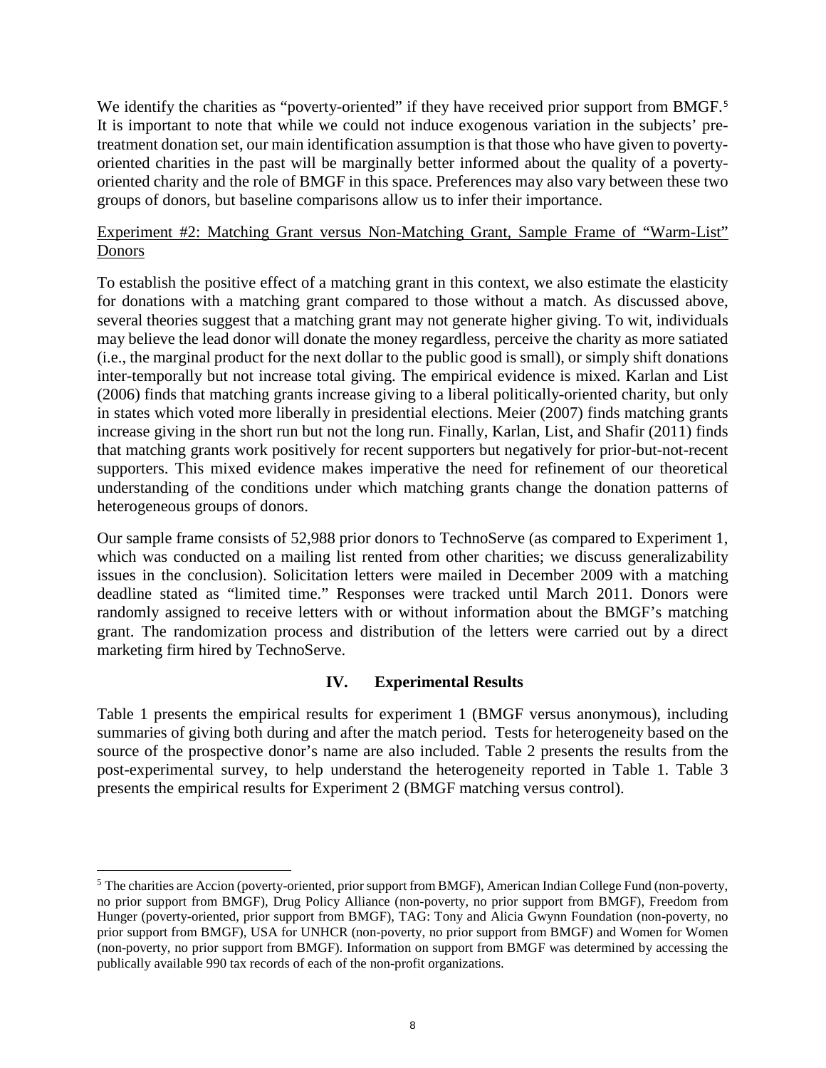We identify the charities as "poverty-oriented" if they have received prior support from BMGF.[5] It is important to note that while we could not induce exogenous variation in the subjects' pre-treatment donation set, our main identification assumption is that those who have given to poverty-oriented charities in the past will be marginally better informed about the quality of a poverty-oriented charity and the role of BMGF in this space. Preferences may also vary between these two groups of donors, but baseline comparisons allow us to infer their importance.

<u>Experiment #2: Matching Grant versus Non-Matching Grant, Sample Frame of "Warm-List" Donors</u>

To establish the positive effect of a matching grant in this context, we also estimate the elasticity for donations with a matching grant compared to those without a match. As discussed above, several theories suggest that a matching grant may not generate higher giving. To wit, individuals may believe the lead donor will donate the money regardless, perceive the charity as more satiated (i.e., the marginal product for the next dollar to the public good is small), or simply shift donations inter-temporally but not increase total giving. The empirical evidence is mixed. Karlan and List (2006) finds that matching grants increase giving to a liberal politically-oriented charity, but only in states which voted more liberally in presidential elections. Meier (2007) finds matching grants increase giving in the short run but not the long run. Finally, Karlan, List, and Shafir (2011) finds that matching grants work positively for recent supporters but negatively for prior-but-not-recent supporters. This mixed evidence makes imperative the need for refinement of our theoretical understanding of the conditions under which matching grants change the donation patterns of heterogeneous groups of donors.

Our sample frame consists of 52,988 prior donors to TechnoServe (as compared to Experiment 1, which was conducted on a mailing list rented from other charities; we discuss generalizability issues in the conclusion). Solicitation letters were mailed in December 2009 with a matching deadline stated as "limited time." Responses were tracked until March 2011. Donors were randomly assigned to receive letters with or without information about the BMGF's matching grant. The randomization process and distribution of the letters were carried out by a direct marketing firm hired by TechnoServe.

## IV. Experimental Results

Table 1 presents the empirical results for experiment 1 (BMGF versus anonymous), including summaries of giving both during and after the match period. Tests for heterogeneity based on the source of the prospective donor's name are also included. Table 2 presents the results from the post-experimental survey, to help understand the heterogeneity reported in Table 1. Table 3 presents the empirical results for Experiment 2 (BMGF matching versus control).

---

[5] The charities are Accion (poverty-oriented, prior support from BMGF), American Indian College Fund (non-poverty, no prior support from BMGF), Drug Policy Alliance (non-poverty, no prior support from BMGF), Freedom from Hunger (poverty-oriented, prior support from BMGF), TAG: Tony and Alicia Gwynn Foundation (non-poverty, no prior support from BMGF), USA for UNHCR (non-poverty, no prior support from BMGF) and Women for Women (non-poverty, no prior support from BMGF). Information on support from BMGF was determined by accessing the publically available 990 tax records of each of the non-profit organizations.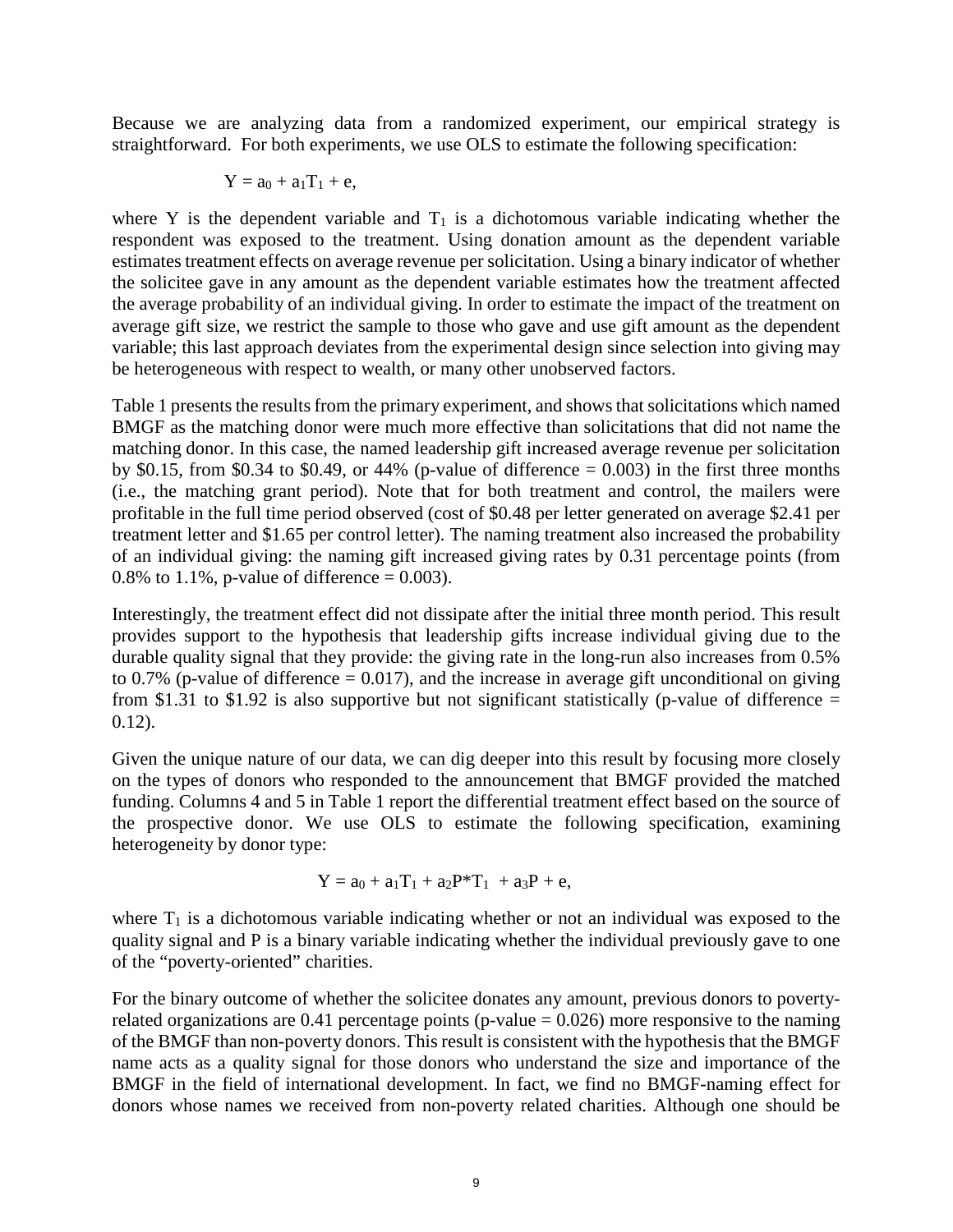Because we are analyzing data from a randomized experiment, our empirical strategy is straightforward. For both experiments, we use OLS to estimate the following specification:

$$Y = a_0 + a_1T_1 + e,$$

where Y is the dependent variable and $T_1$ is a dichotomous variable indicating whether the respondent was exposed to the treatment. Using donation amount as the dependent variable estimates treatment effects on average revenue per solicitation. Using a binary indicator of whether the solicitee gave in any amount as the dependent variable estimates how the treatment affected the average probability of an individual giving. In order to estimate the impact of the treatment on average gift size, we restrict the sample to those who gave and use gift amount as the dependent variable; this last approach deviates from the experimental design since selection into giving may be heterogeneous with respect to wealth, or many other unobserved factors.

Table 1 presents the results from the primary experiment, and shows that solicitations which named BMGF as the matching donor were much more effective than solicitations that did not name the matching donor. In this case, the named leadership gift increased average revenue per solicitation by \$0.15, from \$0.34 to \$0.49, or 44% (p-value of difference = 0.003) in the first three months (i.e., the matching grant period). Note that for both treatment and control, the mailers were profitable in the full time period observed (cost of \$0.48 per letter generated on average \$2.41 per treatment letter and \$1.65 per control letter). The naming treatment also increased the probability of an individual giving: the naming gift increased giving rates by 0.31 percentage points (from 0.8% to 1.1%, p-value of difference = 0.003).

Interestingly, the treatment effect did not dissipate after the initial three month period. This result provides support to the hypothesis that leadership gifts increase individual giving due to the durable quality signal that they provide: the giving rate in the long-run also increases from 0.5% to 0.7% (p-value of difference = 0.017), and the increase in average gift unconditional on giving from \$1.31 to \$1.92 is also supportive but not significant statistically (p-value of difference = 0.12).

Given the unique nature of our data, we can dig deeper into this result by focusing more closely on the types of donors who responded to the announcement that BMGF provided the matched funding. Columns 4 and 5 in Table 1 report the differential treatment effect based on the source of the prospective donor. We use OLS to estimate the following specification, examining heterogeneity by donor type:

$$Y = a_0 + a_1T_1 + a_2P{*}T_1 + a_3P + e,$$

where $T_1$ is a dichotomous variable indicating whether or not an individual was exposed to the quality signal and P is a binary variable indicating whether the individual previously gave to one of the "poverty-oriented" charities.

For the binary outcome of whether the solicitee donates any amount, previous donors to poverty-related organizations are 0.41 percentage points (p-value = 0.026) more responsive to the naming of the BMGF than non-poverty donors. This result is consistent with the hypothesis that the BMGF name acts as a quality signal for those donors who understand the size and importance of the BMGF in the field of international development. In fact, we find no BMGF-naming effect for donors whose names we received from non-poverty related charities. Although one should be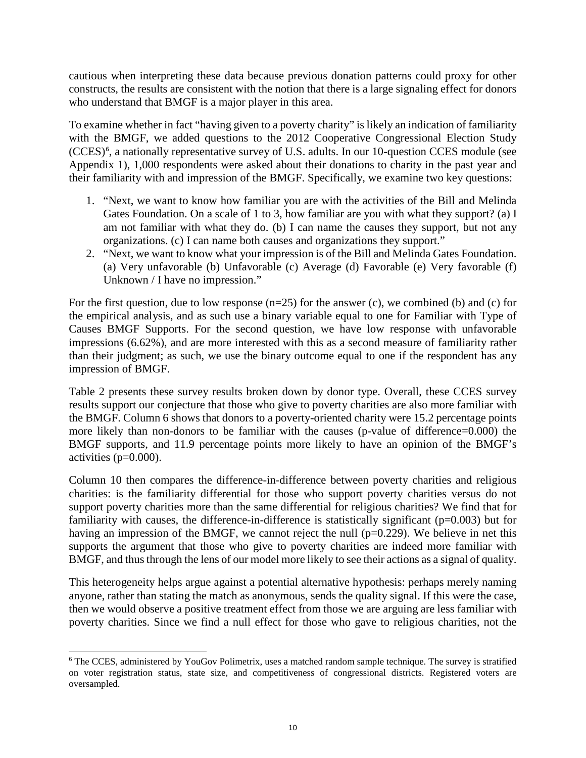cautious when interpreting these data because previous donation patterns could proxy for other constructs, the results are consistent with the notion that there is a large signaling effect for donors who understand that BMGF is a major player in this area.

To examine whether in fact "having given to a poverty charity" is likely an indication of familiarity with the BMGF, we added questions to the 2012 Cooperative Congressional Election Study (CCES)[6], a nationally representative survey of U.S. adults. In our 10-question CCES module (see Appendix 1), 1,000 respondents were asked about their donations to charity in the past year and their familiarity with and impression of the BMGF. Specifically, we examine two key questions:

1. "Next, we want to know how familiar you are with the activities of the Bill and Melinda Gates Foundation. On a scale of 1 to 3, how familiar are you with what they support? (a) I am not familiar with what they do. (b) I can name the causes they support, but not any organizations. (c) I can name both causes and organizations they support."
2. "Next, we want to know what your impression is of the Bill and Melinda Gates Foundation. (a) Very unfavorable (b) Unfavorable (c) Average (d) Favorable (e) Very favorable (f) Unknown / I have no impression."

For the first question, due to low response (n=25) for the answer (c), we combined (b) and (c) for the empirical analysis, and as such use a binary variable equal to one for Familiar with Type of Causes BMGF Supports. For the second question, we have low response with unfavorable impressions (6.62%), and are more interested with this as a second measure of familiarity rather than their judgment; as such, we use the binary outcome equal to one if the respondent has any impression of BMGF.

Table 2 presents these survey results broken down by donor type. Overall, these CCES survey results support our conjecture that those who give to poverty charities are also more familiar with the BMGF. Column 6 shows that donors to a poverty-oriented charity were 15.2 percentage points more likely than non-donors to be familiar with the causes (p-value of difference=0.000) the BMGF supports, and 11.9 percentage points more likely to have an opinion of the BMGF's activities (p=0.000).

Column 10 then compares the difference-in-difference between poverty charities and religious charities: is the familiarity differential for those who support poverty charities versus do not support poverty charities more than the same differential for religious charities? We find that for familiarity with causes, the difference-in-difference is statistically significant (p=0.003) but for having an impression of the BMGF, we cannot reject the null (p=0.229). We believe in net this supports the argument that those who give to poverty charities are indeed more familiar with BMGF, and thus through the lens of our model more likely to see their actions as a signal of quality.

This heterogeneity helps argue against a potential alternative hypothesis: perhaps merely naming anyone, rather than stating the match as anonymous, sends the quality signal. If this were the case, then we would observe a positive treatment effect from those we are arguing are less familiar with poverty charities. Since we find a null effect for those who gave to religious charities, not the

[6] The CCES, administered by YouGov Polimetrix, uses a matched random sample technique. The survey is stratified on voter registration status, state size, and competitiveness of congressional districts. Registered voters are oversampled.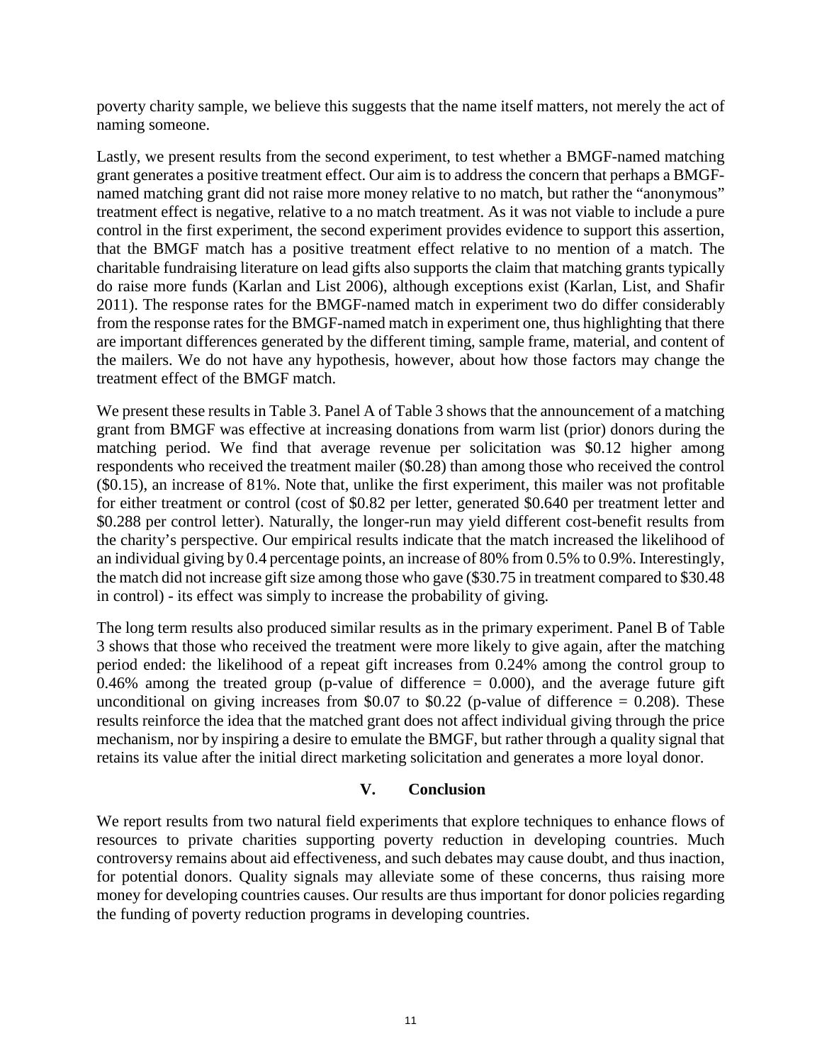poverty charity sample, we believe this suggests that the name itself matters, not merely the act of naming someone.

Lastly, we present results from the second experiment, to test whether a BMGF-named matching grant generates a positive treatment effect. Our aim is to address the concern that perhaps a BMGF-named matching grant did not raise more money relative to no match, but rather the "anonymous" treatment effect is negative, relative to a no match treatment. As it was not viable to include a pure control in the first experiment, the second experiment provides evidence to support this assertion, that the BMGF match has a positive treatment effect relative to no mention of a match. The charitable fundraising literature on lead gifts also supports the claim that matching grants typically do raise more funds (Karlan and List 2006), although exceptions exist (Karlan, List, and Shafir 2011). The response rates for the BMGF-named match in experiment two do differ considerably from the response rates for the BMGF-named match in experiment one, thus highlighting that there are important differences generated by the different timing, sample frame, material, and content of the mailers. We do not have any hypothesis, however, about how those factors may change the treatment effect of the BMGF match.

We present these results in Table 3. Panel A of Table 3 shows that the announcement of a matching grant from BMGF was effective at increasing donations from warm list (prior) donors during the matching period. We find that average revenue per solicitation was \$0.12 higher among respondents who received the treatment mailer (\$0.28) than among those who received the control (\$0.15), an increase of 81%. Note that, unlike the first experiment, this mailer was not profitable for either treatment or control (cost of \$0.82 per letter, generated \$0.640 per treatment letter and \$0.288 per control letter). Naturally, the longer-run may yield different cost-benefit results from the charity's perspective. Our empirical results indicate that the match increased the likelihood of an individual giving by 0.4 percentage points, an increase of 80% from 0.5% to 0.9%. Interestingly, the match did not increase gift size among those who gave (\$30.75 in treatment compared to \$30.48 in control) - its effect was simply to increase the probability of giving.

The long term results also produced similar results as in the primary experiment. Panel B of Table 3 shows that those who received the treatment were more likely to give again, after the matching period ended: the likelihood of a repeat gift increases from 0.24% among the control group to 0.46% among the treated group (p-value of difference = 0.000), and the average future gift unconditional on giving increases from \$0.07 to \$0.22 (p-value of difference = 0.208). These results reinforce the idea that the matched grant does not affect individual giving through the price mechanism, nor by inspiring a desire to emulate the BMGF, but rather through a quality signal that retains its value after the initial direct marketing solicitation and generates a more loyal donor.

## V. Conclusion

We report results from two natural field experiments that explore techniques to enhance flows of resources to private charities supporting poverty reduction in developing countries. Much controversy remains about aid effectiveness, and such debates may cause doubt, and thus inaction, for potential donors. Quality signals may alleviate some of these concerns, thus raising more money for developing countries causes. Our results are thus important for donor policies regarding the funding of poverty reduction programs in developing countries.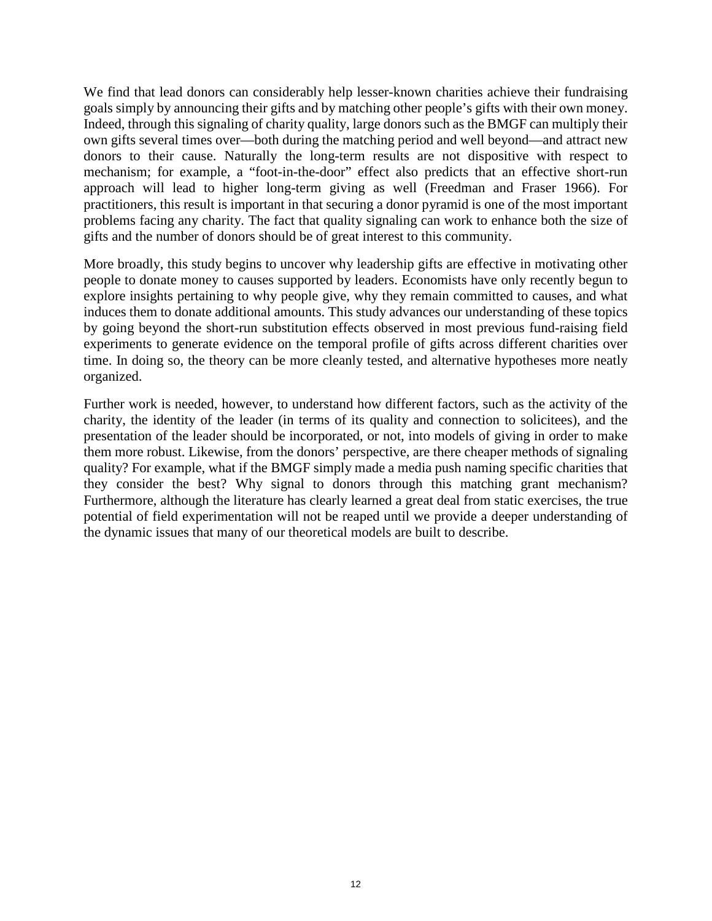We find that lead donors can considerably help lesser-known charities achieve their fundraising goals simply by announcing their gifts and by matching other people's gifts with their own money. Indeed, through this signaling of charity quality, large donors such as the BMGF can multiply their own gifts several times over—both during the matching period and well beyond—and attract new donors to their cause. Naturally the long-term results are not dispositive with respect to mechanism; for example, a "foot-in-the-door" effect also predicts that an effective short-run approach will lead to higher long-term giving as well (Freedman and Fraser 1966). For practitioners, this result is important in that securing a donor pyramid is one of the most important problems facing any charity. The fact that quality signaling can work to enhance both the size of gifts and the number of donors should be of great interest to this community.

More broadly, this study begins to uncover why leadership gifts are effective in motivating other people to donate money to causes supported by leaders. Economists have only recently begun to explore insights pertaining to why people give, why they remain committed to causes, and what induces them to donate additional amounts. This study advances our understanding of these topics by going beyond the short-run substitution effects observed in most previous fund-raising field experiments to generate evidence on the temporal profile of gifts across different charities over time. In doing so, the theory can be more cleanly tested, and alternative hypotheses more neatly organized.

Further work is needed, however, to understand how different factors, such as the activity of the charity, the identity of the leader (in terms of its quality and connection to solicitees), and the presentation of the leader should be incorporated, or not, into models of giving in order to make them more robust. Likewise, from the donors' perspective, are there cheaper methods of signaling quality? For example, what if the BMGF simply made a media push naming specific charities that they consider the best? Why signal to donors through this matching grant mechanism? Furthermore, although the literature has clearly learned a great deal from static exercises, the true potential of field experimentation will not be reaped until we provide a deeper understanding of the dynamic issues that many of our theoretical models are built to describe.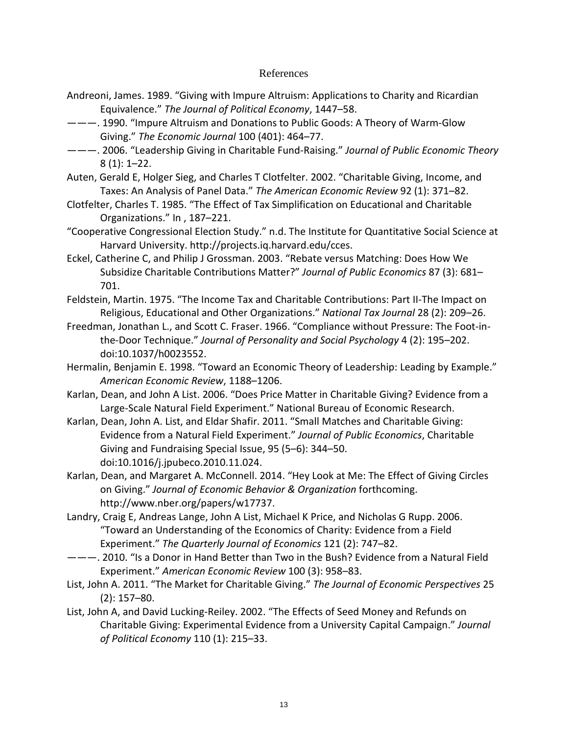# References

Andreoni, James. 1989. “Giving with Impure Altruism: Applications to Charity and Ricardian Equivalence.” *The Journal of Political Economy*, 1447–58.

———. 1990. “Impure Altruism and Donations to Public Goods: A Theory of Warm-Glow Giving.” *The Economic Journal* 100 (401): 464–77.

———. 2006. “Leadership Giving in Charitable Fund-Raising.” *Journal of Public Economic Theory* 8 (1): 1–22.

Auten, Gerald E, Holger Sieg, and Charles T Clotfelter. 2002. “Charitable Giving, Income, and Taxes: An Analysis of Panel Data.” *The American Economic Review* 92 (1): 371–82.

Clotfelter, Charles T. 1985. “The Effect of Tax Simplification on Educational and Charitable Organizations.” In , 187–221.

“Cooperative Congressional Election Study.” n.d. The Institute for Quantitative Social Science at Harvard University. http://projects.iq.harvard.edu/cces.

Eckel, Catherine C, and Philip J Grossman. 2003. “Rebate versus Matching: Does How We Subsidize Charitable Contributions Matter?” *Journal of Public Economics* 87 (3): 681–701.

Feldstein, Martin. 1975. “The Income Tax and Charitable Contributions: Part II-The Impact on Religious, Educational and Other Organizations.” *National Tax Journal* 28 (2): 209–26.

Freedman, Jonathan L., and Scott C. Fraser. 1966. “Compliance without Pressure: The Foot-in-the-Door Technique.” *Journal of Personality and Social Psychology* 4 (2): 195–202. doi:10.1037/h0023552.

Hermalin, Benjamin E. 1998. “Toward an Economic Theory of Leadership: Leading by Example.” *American Economic Review*, 1188–1206.

Karlan, Dean, and John A List. 2006. “Does Price Matter in Charitable Giving? Evidence from a Large-Scale Natural Field Experiment.” National Bureau of Economic Research.

Karlan, Dean, John A. List, and Eldar Shafir. 2011. “Small Matches and Charitable Giving: Evidence from a Natural Field Experiment.” *Journal of Public Economics*, Charitable Giving and Fundraising Special Issue, 95 (5–6): 344–50. doi:10.1016/j.jpubeco.2010.11.024.

Karlan, Dean, and Margaret A. McConnell. 2014. “Hey Look at Me: The Effect of Giving Circles on Giving.” *Journal of Economic Behavior & Organization* forthcoming. http://www.nber.org/papers/w17737.

Landry, Craig E, Andreas Lange, John A List, Michael K Price, and Nicholas G Rupp. 2006. “Toward an Understanding of the Economics of Charity: Evidence from a Field Experiment.” *The Quarterly Journal of Economics* 121 (2): 747–82.

———. 2010. “Is a Donor in Hand Better than Two in the Bush? Evidence from a Natural Field Experiment.” *American Economic Review* 100 (3): 958–83.

List, John A. 2011. “The Market for Charitable Giving.” *The Journal of Economic Perspectives* 25 (2): 157–80.

List, John A, and David Lucking-Reiley. 2002. “The Effects of Seed Money and Refunds on Charitable Giving: Experimental Evidence from a University Capital Campaign.” *Journal of Political Economy* 110 (1): 215–33.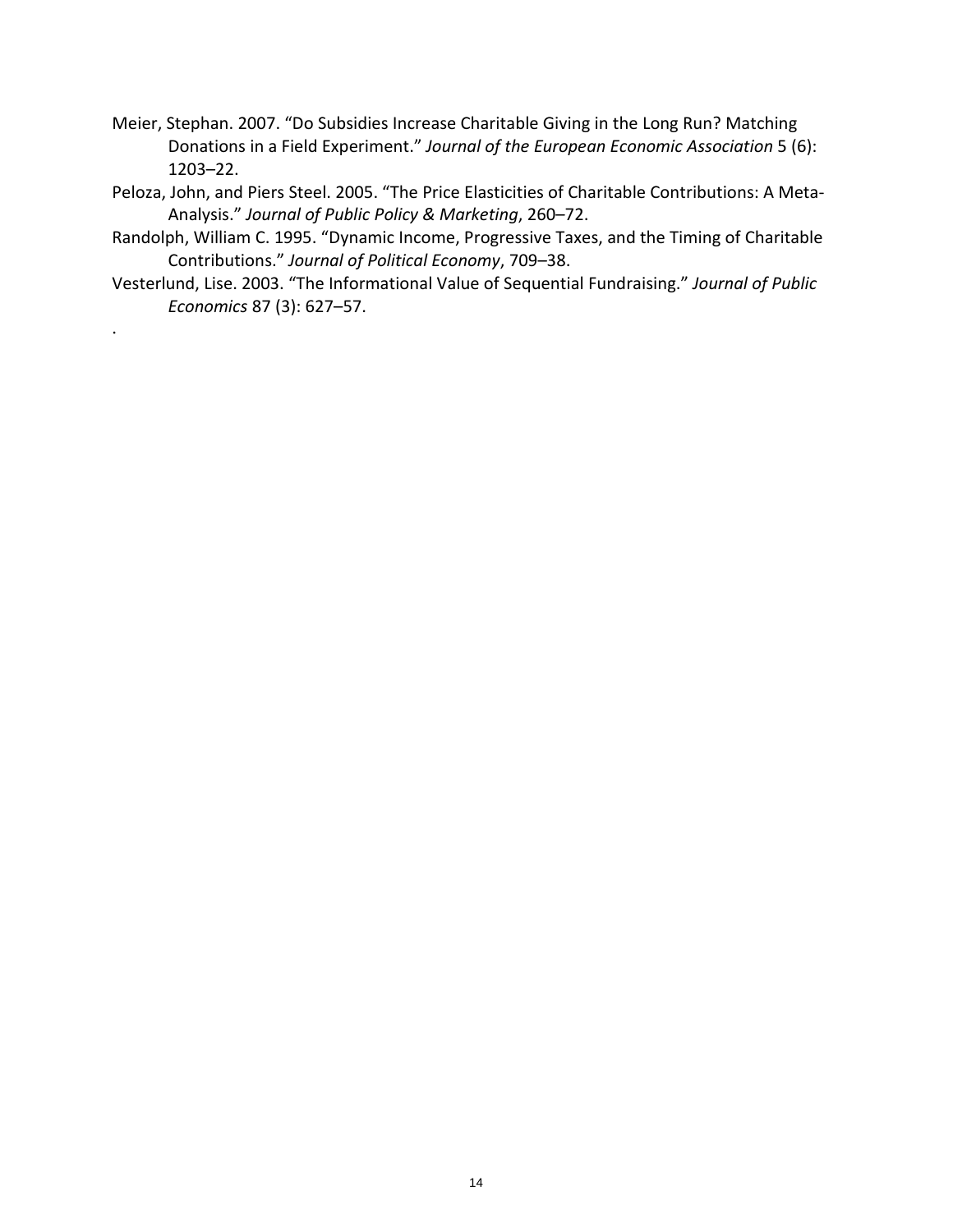Meier, Stephan. 2007. "Do Subsidies Increase Charitable Giving in the Long Run? Matching Donations in a Field Experiment." *Journal of the European Economic Association* 5 (6): 1203–22.

Peloza, John, and Piers Steel. 2005. "The Price Elasticities of Charitable Contributions: A Meta-Analysis." *Journal of Public Policy & Marketing*, 260–72.

Randolph, William C. 1995. "Dynamic Income, Progressive Taxes, and the Timing of Charitable Contributions." *Journal of Political Economy*, 709–38.

Vesterlund, Lise. 2003. "The Informational Value of Sequential Fundraising." *Journal of Public Economics* 87 (3): 627–57.

.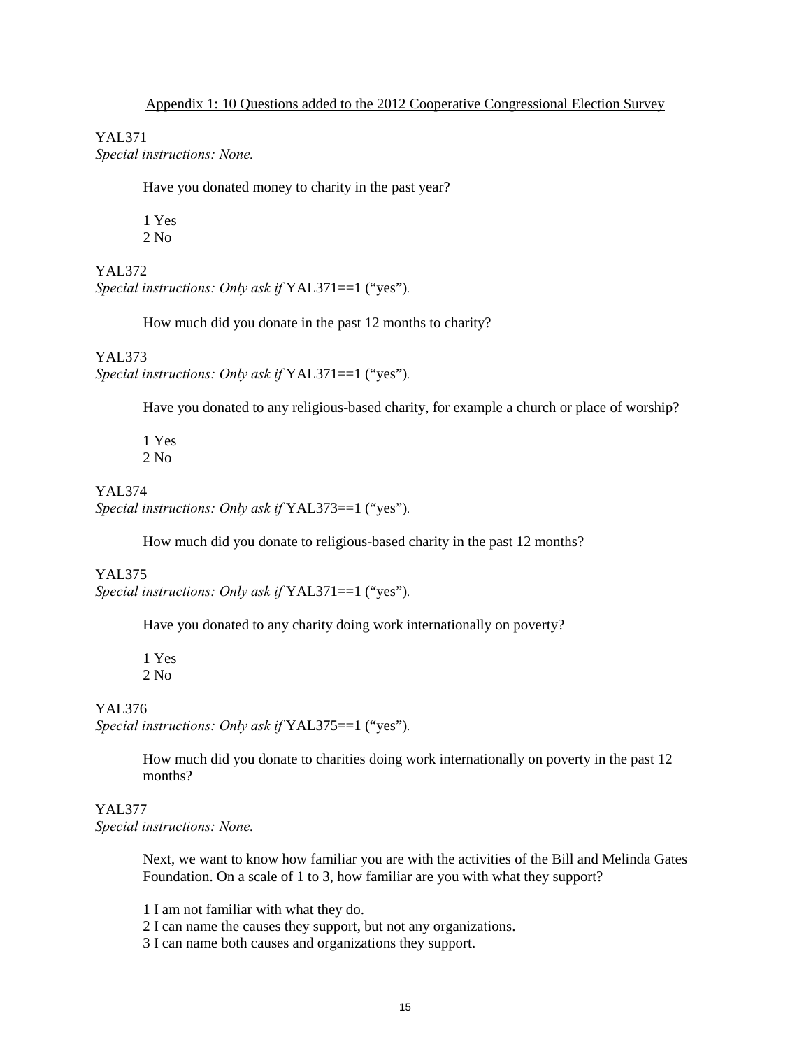## Appendix 1: 10 Questions added to the 2012 Cooperative Congressional Election Survey

YAL371
*Special instructions: None.*

Have you donated money to charity in the past year?

1 Yes
2 No

YAL372
*Special instructions: Only ask if* YAL371==1 ("yes").

How much did you donate in the past 12 months to charity?

YAL373
*Special instructions: Only ask if* YAL371==1 ("yes").

Have you donated to any religious-based charity, for example a church or place of worship?

1 Yes
2 No

YAL374
*Special instructions: Only ask if* YAL373==1 ("yes").

How much did you donate to religious-based charity in the past 12 months?

YAL375
*Special instructions: Only ask if* YAL371==1 ("yes").

Have you donated to any charity doing work internationally on poverty?

1 Yes
2 No

YAL376
*Special instructions: Only ask if* YAL375==1 ("yes").

How much did you donate to charities doing work internationally on poverty in the past 12 months?

YAL377
*Special instructions: None.*

Next, we want to know how familiar you are with the activities of the Bill and Melinda Gates Foundation. On a scale of 1 to 3, how familiar are you with what they support?

1 I am not familiar with what they do.
2 I can name the causes they support, but not any organizations.
3 I can name both causes and organizations they support.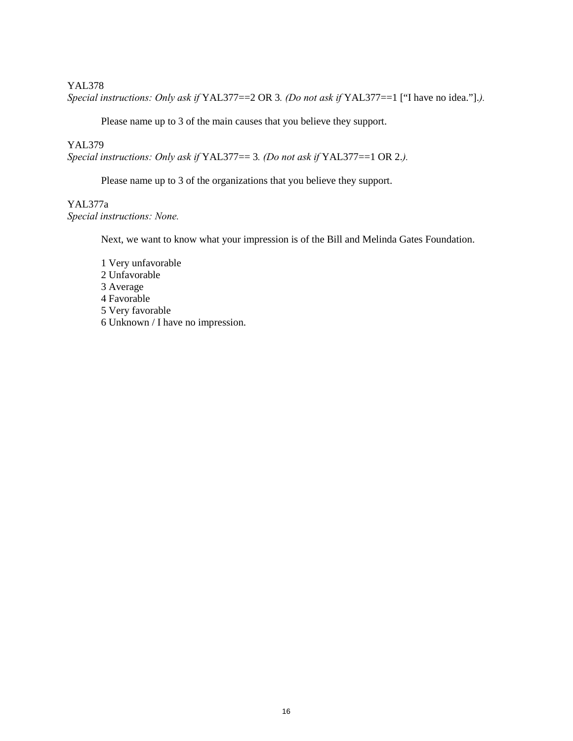YAL378

*Special instructions: Only ask if* YAL377==2 OR 3*. (Do not ask if* YAL377==1 [“I have no idea.”]*.).*

Please name up to 3 of the main causes that you believe they support.

YAL379

*Special instructions: Only ask if* YAL377== 3*. (Do not ask if* YAL377==1 OR 2*.).*

Please name up to 3 of the organizations that you believe they support.

YAL377a

*Special instructions: None.*

Next, we want to know what your impression is of the Bill and Melinda Gates Foundation.

1 Very unfavorable
2 Unfavorable
3 Average
4 Favorable
5 Very favorable
6 Unknown / I have no impression.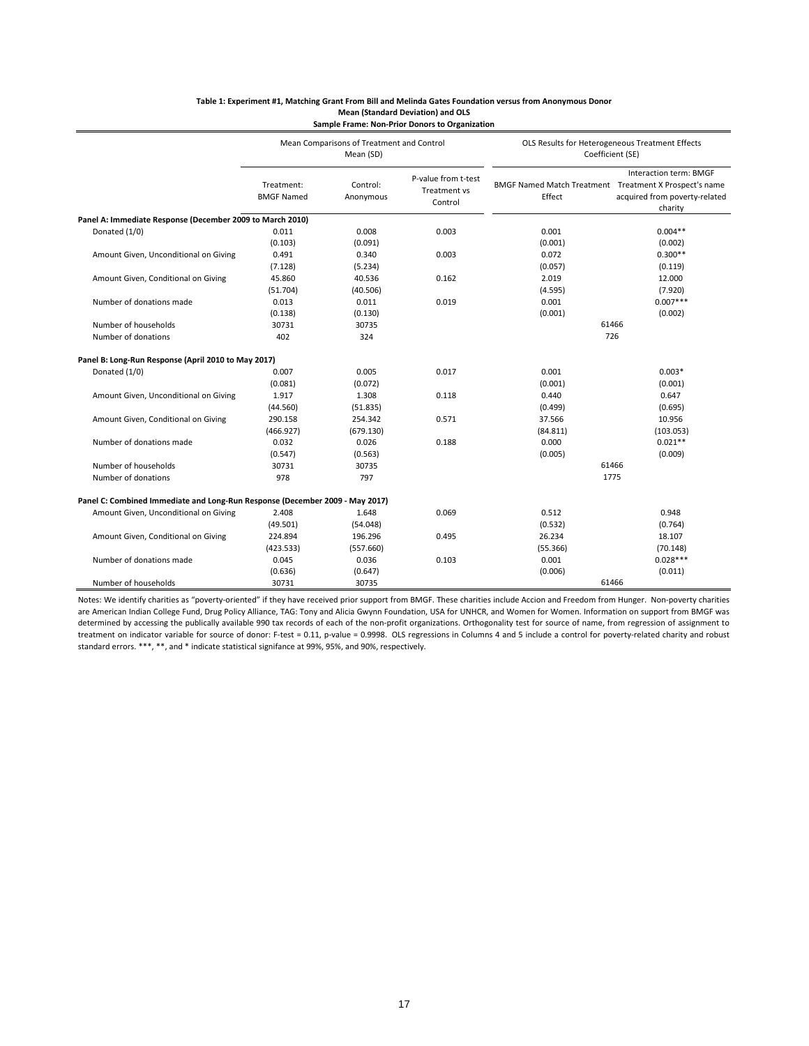**Table 1: Experiment #1, Matching Grant From Bill and Melinda Gates Foundation versus from Anonymous Donor**
**Mean (Standard Deviation) and OLS**
**Sample Frame: Non-Prior Donors to Organization**

| | Mean Comparisons of Treatment and Control Mean (SD) | | | OLS Results for Heterogeneous Treatment Effects Coefficient (SE) | |
|---|---|---|---|---|---|
| | Treatment: BMGF Named | Control: Anonymous | P-value from t-test Treatment vs Control | BMGF Named Match Treatment Effect | Interaction term: BMGF Treatment X Prospect's name acquired from poverty-related charity |
| **Panel A: Immediate Response (December 2009 to March 2010)** | | | | | |
| Donated (1/0) | 0.011 | 0.008 | 0.003 | 0.001 | 0.004** |
| | (0.103) | (0.091) | | (0.001) | (0.002) |
| Amount Given, Unconditional on Giving | 0.491 | 0.340 | 0.003 | 0.072 | 0.300** |
| | (7.128) | (5.234) | | (0.057) | (0.119) |
| Amount Given, Conditional on Giving | 45.860 | 40.536 | 0.162 | 2.019 | 12.000 |
| | (51.704) | (40.506) | | (4.595) | (7.920) |
| Number of donations made | 0.013 | 0.011 | 0.019 | 0.001 | 0.007*** |
| | (0.138) | (0.130) | | (0.001) | (0.002) |
| Number of households | 30731 | 30735 | | 61466 | |
| Number of donations | 402 | 324 | | 726 | |
| **Panel B: Long-Run Response (April 2010 to May 2017)** | | | | | |
| Donated (1/0) | 0.007 | 0.005 | 0.017 | 0.001 | 0.003* |
| | (0.081) | (0.072) | | (0.001) | (0.001) |
| Amount Given, Unconditional on Giving | 1.917 | 1.308 | 0.118 | 0.440 | 0.647 |
| | (44.560) | (51.835) | | (0.499) | (0.695) |
| Amount Given, Conditional on Giving | 290.158 | 254.342 | 0.571 | 37.566 | 10.956 |
| | (466.927) | (679.130) | | (84.811) | (103.053) |
| Number of donations made | 0.032 | 0.026 | 0.188 | 0.000 | 0.021** |
| | (0.547) | (0.563) | | (0.005) | (0.009) |
| Number of households | 30731 | 30735 | | 61466 | |
| Number of donations | 978 | 797 | | 1775 | |
| **Panel C: Combined Immediate and Long-Run Response (December 2009 - May 2017)** | | | | | |
| Amount Given, Unconditional on Giving | 2.408 | 1.648 | 0.069 | 0.512 | 0.948 |
| | (49.501) | (54.048) | | (0.532) | (0.764) |
| Amount Given, Conditional on Giving | 224.894 | 196.296 | 0.495 | 26.234 | 18.107 |
| | (423.533) | (557.660) | | (55.366) | (70.148) |
| Number of donations made | 0.045 | 0.036 | 0.103 | 0.001 | 0.028*** |
| | (0.636) | (0.647) | | (0.006) | (0.011) |
| Number of households | 30731 | 30735 | | 61466 | |

Notes: We identify charities as "poverty-oriented" if they have received prior support from BMGF. These charities include Accion and Freedom from Hunger. Non-poverty charities are American Indian College Fund, Drug Policy Alliance, TAG: Tony and Alicia Gwynn Foundation, USA for UNHCR, and Women for Women. Information on support from BMGF was determined by accessing the publically available 990 tax records of each of the non-profit organizations. Orthogonality test for source of name, from regression of assignment to treatment on indicator variable for source of donor: F-test = 0.11, p-value = 0.9998. OLS regressions in Columns 4 and 5 include a control for poverty-related charity and robust standard errors. ***, **, and * indicate statistical signifance at 99%, 95%, and 90%, respectively.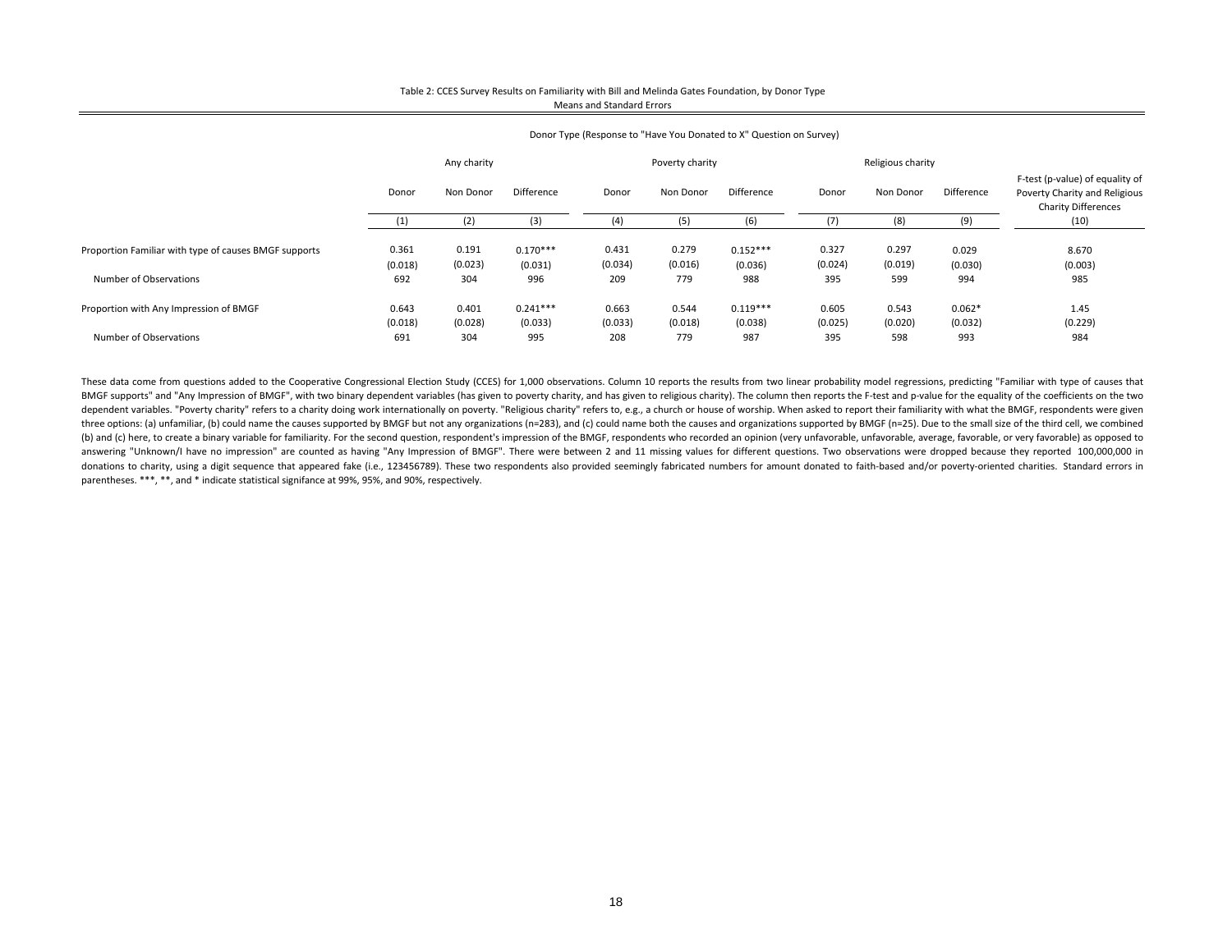Table 2: CCES Survey Results on Familiarity with Bill and Melinda Gates Foundation, by Donor Type
Means and Standard Errors

| | Donor Type (Response to "Have You Donated to X" Question on Survey) | | | | | | | | | |
|---|---|---|---|---|---|---|---|---|---|---|
| | Any charity | | | Poverty charity | | | Religious charity | | | |
| | Donor | Non Donor | Difference | Donor | Non Donor | Difference | Donor | Non Donor | Difference | F-test (p-value) of equality of Poverty Charity and Religious Charity Differences |
| | (1) | (2) | (3) | (4) | (5) | (6) | (7) | (8) | (9) | (10) |
| Proportion Familiar with type of causes BMGF supports | 0.361 | 0.191 | 0.170*** | 0.431 | 0.279 | 0.152*** | 0.327 | 0.297 | 0.029 | 8.670 |
| | (0.018) | (0.023) | (0.031) | (0.034) | (0.016) | (0.036) | (0.024) | (0.019) | (0.030) | (0.003) |
| Number of Observations | 692 | 304 | 996 | 209 | 779 | 988 | 395 | 599 | 994 | 985 |
| Proportion with Any Impression of BMGF | 0.643 | 0.401 | 0.241*** | 0.663 | 0.544 | 0.119*** | 0.605 | 0.543 | 0.062* | 1.45 |
| | (0.018) | (0.028) | (0.033) | (0.033) | (0.018) | (0.038) | (0.025) | (0.020) | (0.032) | (0.229) |
| Number of Observations | 691 | 304 | 995 | 208 | 779 | 987 | 395 | 598 | 993 | 984 |

These data come from questions added to the Cooperative Congressional Election Study (CCES) for 1,000 observations. Column 10 reports the results from two linear probability model regressions, predicting "Familiar with type of causes that BMGF supports" and "Any Impression of BMGF", with two binary dependent variables (has given to poverty charity, and has given to religious charity). The column then reports the F-test and p-value for the equality of the coefficients on the two dependent variables. "Poverty charity" refers to a charity doing work internationally on poverty. "Religious charity" refers to, e.g., a church or house of worship. When asked to report their familiarity with what the BMGF, respondents were given three options: (a) unfamiliar, (b) could name the causes supported by BMGF but not any organizations (n=283), and (c) could name both the causes and organizations supported by BMGF (n=25). Due to the small size of the third cell, we combined (b) and (c) here, to create a binary variable for familiarity. For the second question, respondent's impression of the BMGF, respondents who recorded an opinion (very unfavorable, unfavorable, average, favorable, or very favorable) as opposed to answering "Unknown/I have no impression" are counted as having "Any Impression of BMGF". There were between 2 and 11 missing values for different questions. Two observations were dropped because they reported 100,000,000 in donations to charity, using a digit sequence that appeared fake (i.e., 123456789). These two respondents also provided seemingly fabricated numbers for amount donated to faith-based and/or poverty-oriented charities. Standard errors in parentheses. ***, **, and * indicate statistical signifance at 99%, 95%, and 90%, respectively.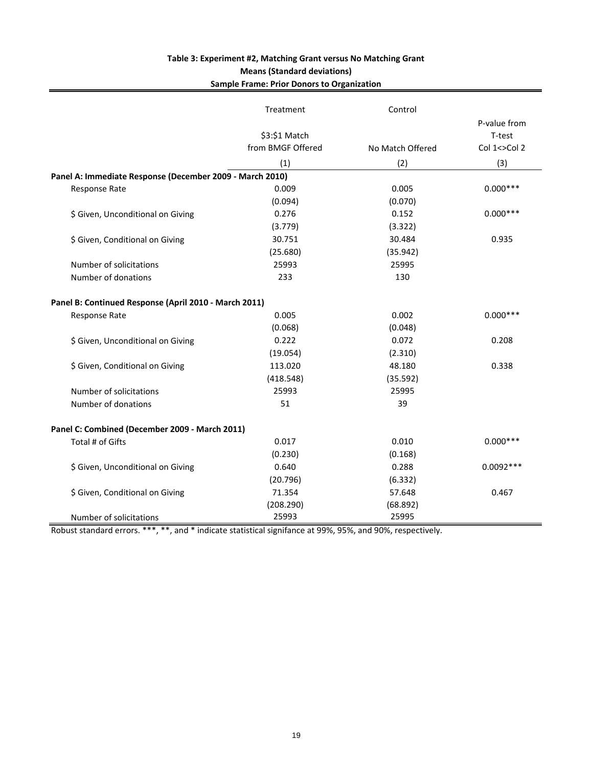**Table 3: Experiment #2, Matching Grant versus No Matching Grant**

**Means (Standard deviations)**

**Sample Frame: Prior Donors to Organization**

| | Treatment | Control | |
|---|---|---|---|
| | $3:$1 Match from BMGF Offered | No Match Offered | P-value from T-test Col 1<>Col 2 |
| | (1) | (2) | (3) |
| **Panel A: Immediate Response (December 2009 - March 2010)** | | | |
| Response Rate | 0.009 | 0.005 | 0.000*** |
| | (0.094) | (0.070) | |
| $ Given, Unconditional on Giving | 0.276 | 0.152 | 0.000*** |
| | (3.779) | (3.322) | |
| $ Given, Conditional on Giving | 30.751 | 30.484 | 0.935 |
| | (25.680) | (35.942) | |
| Number of solicitations | 25993 | 25995 | |
| Number of donations | 233 | 130 | |
| **Panel B: Continued Response (April 2010 - March 2011)** | | | |
| Response Rate | 0.005 | 0.002 | 0.000*** |
| | (0.068) | (0.048) | |
| $ Given, Unconditional on Giving | 0.222 | 0.072 | 0.208 |
| | (19.054) | (2.310) | |
| $ Given, Conditional on Giving | 113.020 | 48.180 | 0.338 |
| | (418.548) | (35.592) | |
| Number of solicitations | 25993 | 25995 | |
| Number of donations | 51 | 39 | |
| **Panel C: Combined (December 2009 - March 2011)** | | | |
| Total # of Gifts | 0.017 | 0.010 | 0.000*** |
| | (0.230) | (0.168) | |
| $ Given, Unconditional on Giving | 0.640 | 0.288 | 0.0092*** |
| | (20.796) | (6.332) | |
| $ Given, Conditional on Giving | 71.354 | 57.648 | 0.467 |
| | (208.290) | (68.892) | |
| Number of solicitations | 25993 | 25995 | |

Robust standard errors. ***, **, and * indicate statistical signifance at 99%, 95%, and 90%, respectively.